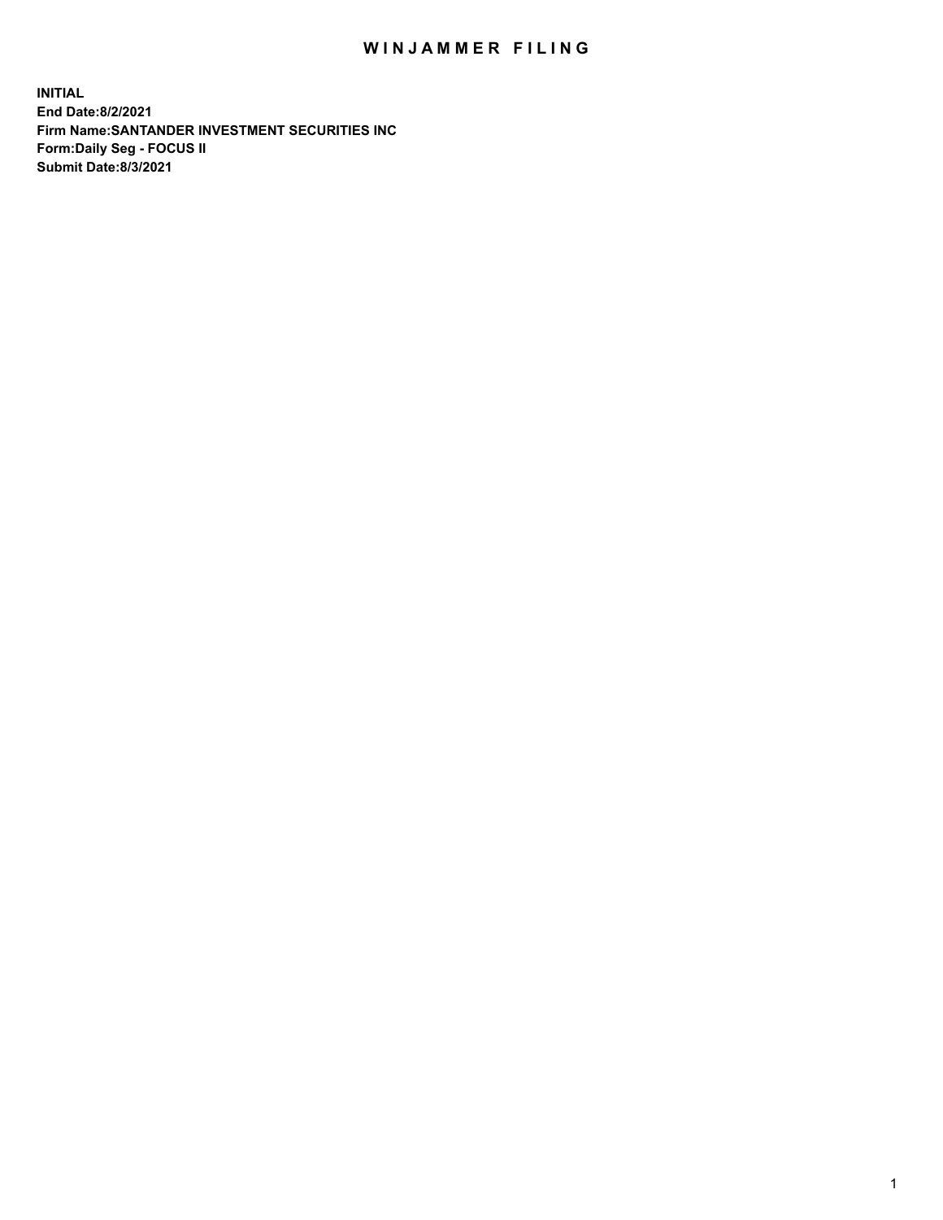# WINJAMMER FILING

**INITIAL**
**End Date:8/2/2021**
**Firm Name:SANTANDER INVESTMENT SECURITIES INC**
**Form:Daily Seg - FOCUS II**
**Submit Date:8/3/2021**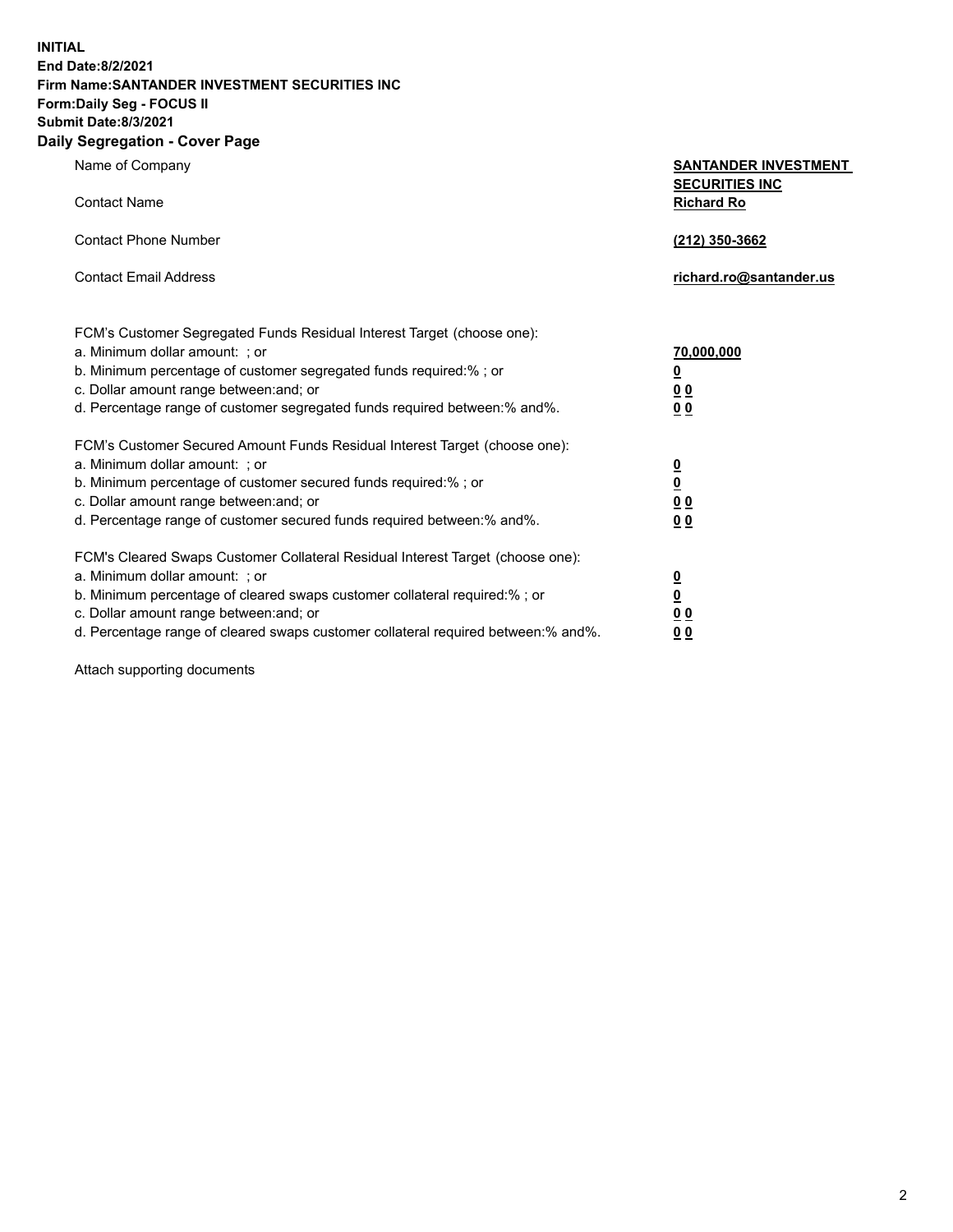**INITIAL**
**End Date:8/2/2021**
**Firm Name:SANTANDER INVESTMENT SECURITIES INC**
**Form:Daily Seg - FOCUS II**
**Submit Date:8/3/2021**

## Daily Segregation - Cover Page

| | |
|---|---|
| Name of Company | **SANTANDER INVESTMENT SECURITIES INC** |
| Contact Name | **Richard Ro** |
| Contact Phone Number | **(212) 350-3662** |
| Contact Email Address | **richard.ro@santander.us** |

FCM's Customer Segregated Funds Residual Interest Target (choose one):

| | |
|---|---|
| a. Minimum dollar amount: ; or | **70,000,000** |
| b. Minimum percentage of customer segregated funds required:% ; or | **0** |
| c. Dollar amount range between:and; or | **0 0** |
| d. Percentage range of customer segregated funds required between:% and%. | **0 0** |

FCM's Customer Secured Amount Funds Residual Interest Target (choose one):

| | |
|---|---|
| a. Minimum dollar amount: ; or | **0** |
| b. Minimum percentage of customer secured funds required:% ; or | **0** |
| c. Dollar amount range between:and; or | **0 0** |
| d. Percentage range of customer secured funds required between:% and%. | **0 0** |

FCM's Cleared Swaps Customer Collateral Residual Interest Target (choose one):

| | |
|---|---|
| a. Minimum dollar amount: ; or | **0** |
| b. Minimum percentage of cleared swaps customer collateral required:% ; or | **0** |
| c. Dollar amount range between:and; or | **0 0** |
| d. Percentage range of cleared swaps customer collateral required between:% and%. | **0 0** |

Attach supporting documents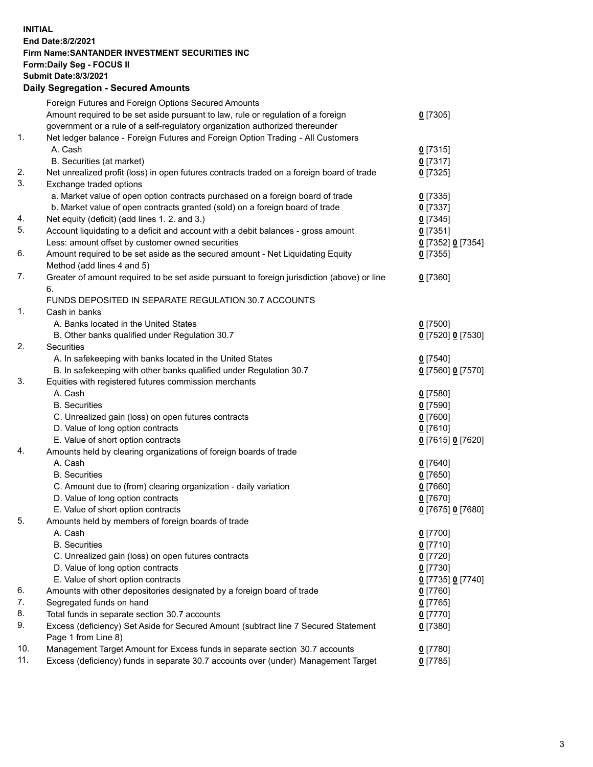**INITIAL**
**End Date:8/2/2021**
**Firm Name:SANTANDER INVESTMENT SECURITIES INC**
**Form:Daily Seg - FOCUS II**
**Submit Date:8/3/2021**

## Daily Segregation - Secured Amounts

| | | |
|---|---|---|
| | Foreign Futures and Foreign Options Secured Amounts | |
| | Amount required to be set aside pursuant to law, rule or regulation of a foreign government or a rule of a self-regulatory organization authorized thereunder | 0 [7305] |
| 1. | Net ledger balance - Foreign Futures and Foreign Option Trading - All Customers | |
| | A. Cash | 0 [7315] |
| | B. Securities (at market) | 0 [7317] |
| 2. | Net unrealized profit (loss) in open futures contracts traded on a foreign board of trade | 0 [7325] |
| 3. | Exchange traded options | |
| | a. Market value of open option contracts purchased on a foreign board of trade | 0 [7335] |
| | b. Market value of open contracts granted (sold) on a foreign board of trade | 0 [7337] |
| 4. | Net equity (deficit) (add lines 1. 2. and 3.) | 0 [7345] |
| 5. | Account liquidating to a deficit and account with a debit balances - gross amount | 0 [7351] |
| | Less: amount offset by customer owned securities | 0 [7352] 0 [7354] |
| 6. | Amount required to be set aside as the secured amount - Net Liquidating Equity Method (add lines 4 and 5) | 0 [7355] |
| 7. | Greater of amount required to be set aside pursuant to foreign jurisdiction (above) or line 6. | 0 [7360] |
| | FUNDS DEPOSITED IN SEPARATE REGULATION 30.7 ACCOUNTS | |
| 1. | Cash in banks | |
| | A. Banks located in the United States | 0 [7500] |
| | B. Other banks qualified under Regulation 30.7 | 0 [7520] 0 [7530] |
| 2. | Securities | |
| | A. In safekeeping with banks located in the United States | 0 [7540] |
| | B. In safekeeping with other banks qualified under Regulation 30.7 | 0 [7560] 0 [7570] |
| 3. | Equities with registered futures commission merchants | |
| | A. Cash | 0 [7580] |
| | B. Securities | 0 [7590] |
| | C. Unrealized gain (loss) on open futures contracts | 0 [7600] |
| | D. Value of long option contracts | 0 [7610] |
| | E. Value of short option contracts | 0 [7615] 0 [7620] |
| 4. | Amounts held by clearing organizations of foreign boards of trade | |
| | A. Cash | 0 [7640] |
| | B. Securities | 0 [7650] |
| | C. Amount due to (from) clearing organization - daily variation | 0 [7660] |
| | D. Value of long option contracts | 0 [7670] |
| | E. Value of short option contracts | 0 [7675] 0 [7680] |
| 5. | Amounts held by members of foreign boards of trade | |
| | A. Cash | 0 [7700] |
| | B. Securities | 0 [7710] |
| | C. Unrealized gain (loss) on open futures contracts | 0 [7720] |
| | D. Value of long option contracts | 0 [7730] |
| | E. Value of short option contracts | 0 [7735] 0 [7740] |
| 6. | Amounts with other depositories designated by a foreign board of trade | 0 [7760] |
| 7. | Segregated funds on hand | 0 [7765] |
| 8. | Total funds in separate section 30.7 accounts | 0 [7770] |
| 9. | Excess (deficiency) Set Aside for Secured Amount (subtract line 7 Secured Statement Page 1 from Line 8) | 0 [7380] |
| 10. | Management Target Amount for Excess funds in separate section 30.7 accounts | 0 [7780] |
| 11. | Excess (deficiency) funds in separate 30.7 accounts over (under) Management Target | 0 [7785] |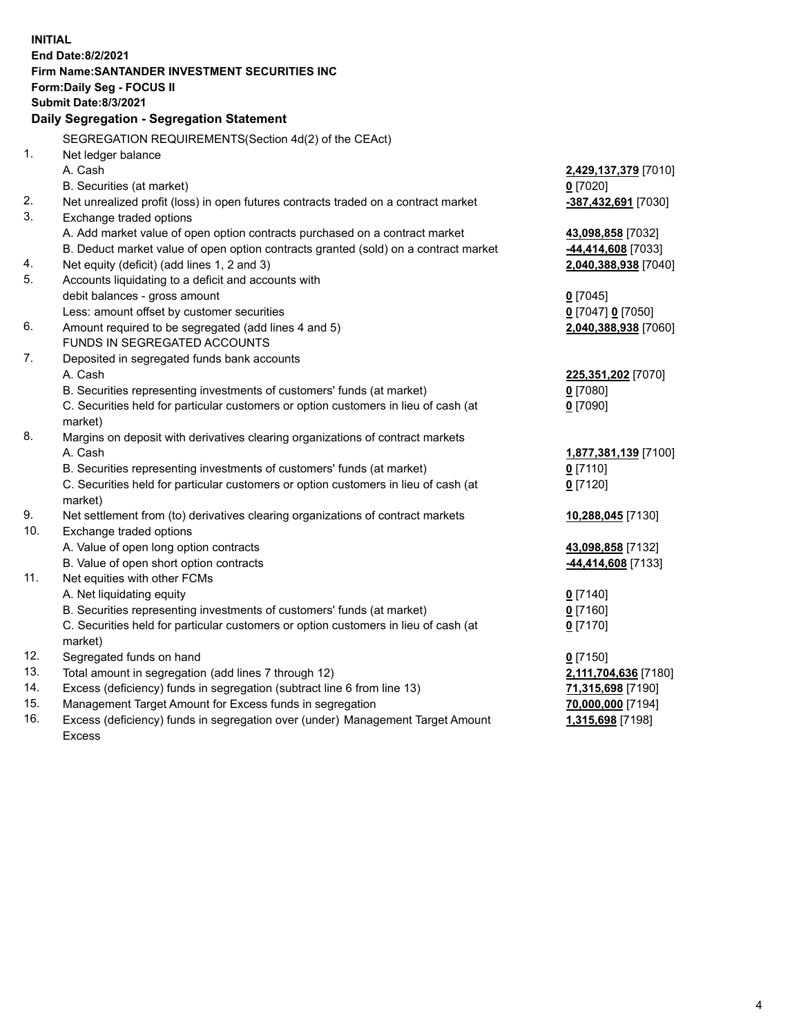**INITIAL**
**End Date:8/2/2021**
**Firm Name:SANTANDER INVESTMENT SECURITIES INC**
**Form:Daily Seg - FOCUS II**
**Submit Date:8/3/2021**

**Daily Segregation - Segregation Statement**

SEGREGATION REQUIREMENTS(Section 4d(2) of the CEAct)

| | | |
|---|---|---|
| 1. | Net ledger balance | |
| | A. Cash | **2,429,137,379** [7010] |
| | B. Securities (at market) | **0** [7020] |
| 2. | Net unrealized profit (loss) in open futures contracts traded on a contract market | **-387,432,691** [7030] |
| 3. | Exchange traded options | |
| | A. Add market value of open option contracts purchased on a contract market | **43,098,858** [7032] |
| | B. Deduct market value of open option contracts granted (sold) on a contract market | **-44,414,608** [7033] |
| 4. | Net equity (deficit) (add lines 1, 2 and 3) | **2,040,388,938** [7040] |
| 5. | Accounts liquidating to a deficit and accounts with debit balances - gross amount | **0** [7045] |
| | Less: amount offset by customer securities | **0** [7047] **0** [7050] |
| 6. | Amount required to be segregated (add lines 4 and 5) | **2,040,388,938** [7060] |
| | FUNDS IN SEGREGATED ACCOUNTS | |
| 7. | Deposited in segregated funds bank accounts | |
| | A. Cash | **225,351,202** [7070] |
| | B. Securities representing investments of customers' funds (at market) | **0** [7080] |
| | C. Securities held for particular customers or option customers in lieu of cash (at market) | **0** [7090] |
| 8. | Margins on deposit with derivatives clearing organizations of contract markets | |
| | A. Cash | **1,877,381,139** [7100] |
| | B. Securities representing investments of customers' funds (at market) | **0** [7110] |
| | C. Securities held for particular customers or option customers in lieu of cash (at market) | **0** [7120] |
| 9. | Net settlement from (to) derivatives clearing organizations of contract markets | **10,288,045** [7130] |
| 10. | Exchange traded options | |
| | A. Value of open long option contracts | **43,098,858** [7132] |
| | B. Value of open short option contracts | **-44,414,608** [7133] |
| 11. | Net equities with other FCMs | |
| | A. Net liquidating equity | **0** [7140] |
| | B. Securities representing investments of customers' funds (at market) | **0** [7160] |
| | C. Securities held for particular customers or option customers in lieu of cash (at market) | **0** [7170] |
| 12. | Segregated funds on hand | **0** [7150] |
| 13. | Total amount in segregation (add lines 7 through 12) | **2,111,704,636** [7180] |
| 14. | Excess (deficiency) funds in segregation (subtract line 6 from line 13) | **71,315,698** [7190] |
| 15. | Management Target Amount for Excess funds in segregation | **70,000,000** [7194] |
| 16. | Excess (deficiency) funds in segregation over (under) Management Target Amount Excess | **1,315,698** [7198] |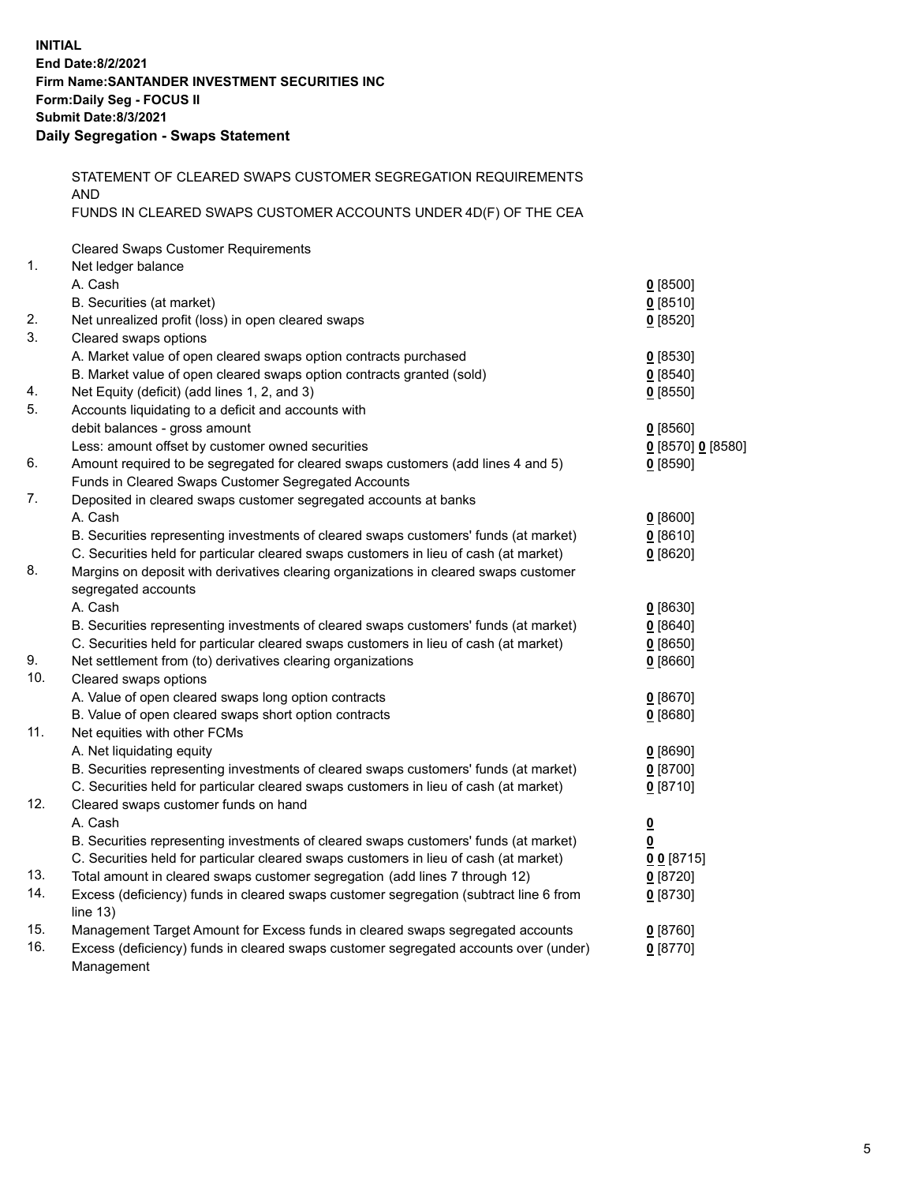**INITIAL**
**End Date:8/2/2021**
**Firm Name:SANTANDER INVESTMENT SECURITIES INC**
**Form:Daily Seg - FOCUS II**
**Submit Date:8/3/2021**
**Daily Segregation - Swaps Statement**

STATEMENT OF CLEARED SWAPS CUSTOMER SEGREGATION REQUIREMENTS AND FUNDS IN CLEARED SWAPS CUSTOMER ACCOUNTS UNDER 4D(F) OF THE CEA

| | | |
|---|---|---|
| | Cleared Swaps Customer Requirements | |
| 1. | Net ledger balance | |
| | A. Cash | 0 [8500] |
| | B. Securities (at market) | 0 [8510] |
| 2. | Net unrealized profit (loss) in open cleared swaps | 0 [8520] |
| 3. | Cleared swaps options | |
| | A. Market value of open cleared swaps option contracts purchased | 0 [8530] |
| | B. Market value of open cleared swaps option contracts granted (sold) | 0 [8540] |
| 4. | Net Equity (deficit) (add lines 1, 2, and 3) | 0 [8550] |
| 5. | Accounts liquidating to a deficit and accounts with debit balances - gross amount | 0 [8560] |
| | Less: amount offset by customer owned securities | 0 [8570] 0 [8580] |
| 6. | Amount required to be segregated for cleared swaps customers (add lines 4 and 5) | 0 [8590] |
| | Funds in Cleared Swaps Customer Segregated Accounts | |
| 7. | Deposited in cleared swaps customer segregated accounts at banks | |
| | A. Cash | 0 [8600] |
| | B. Securities representing investments of cleared swaps customers' funds (at market) | 0 [8610] |
| | C. Securities held for particular cleared swaps customers in lieu of cash (at market) | 0 [8620] |
| 8. | Margins on deposit with derivatives clearing organizations in cleared swaps customer segregated accounts | |
| | A. Cash | 0 [8630] |
| | B. Securities representing investments of cleared swaps customers' funds (at market) | 0 [8640] |
| | C. Securities held for particular cleared swaps customers in lieu of cash (at market) | 0 [8650] |
| 9. | Net settlement from (to) derivatives clearing organizations | 0 [8660] |
| 10. | Cleared swaps options | |
| | A. Value of open cleared swaps long option contracts | 0 [8670] |
| | B. Value of open cleared swaps short option contracts | 0 [8680] |
| 11. | Net equities with other FCMs | |
| | A. Net liquidating equity | 0 [8690] |
| | B. Securities representing investments of cleared swaps customers' funds (at market) | 0 [8700] |
| | C. Securities held for particular cleared swaps customers in lieu of cash (at market) | 0 [8710] |
| 12. | Cleared swaps customer funds on hand | |
| | A. Cash | 0 |
| | B. Securities representing investments of cleared swaps customers' funds (at market) | 0 |
| | C. Securities held for particular cleared swaps customers in lieu of cash (at market) | 0 0 [8715] |
| 13. | Total amount in cleared swaps customer segregation (add lines 7 through 12) | 0 [8720] |
| 14. | Excess (deficiency) funds in cleared swaps customer segregation (subtract line 6 from line 13) | 0 [8730] |
| 15. | Management Target Amount for Excess funds in cleared swaps segregated accounts | 0 [8760] |
| 16. | Excess (deficiency) funds in cleared swaps customer segregated accounts over (under) Management | 0 [8770] |